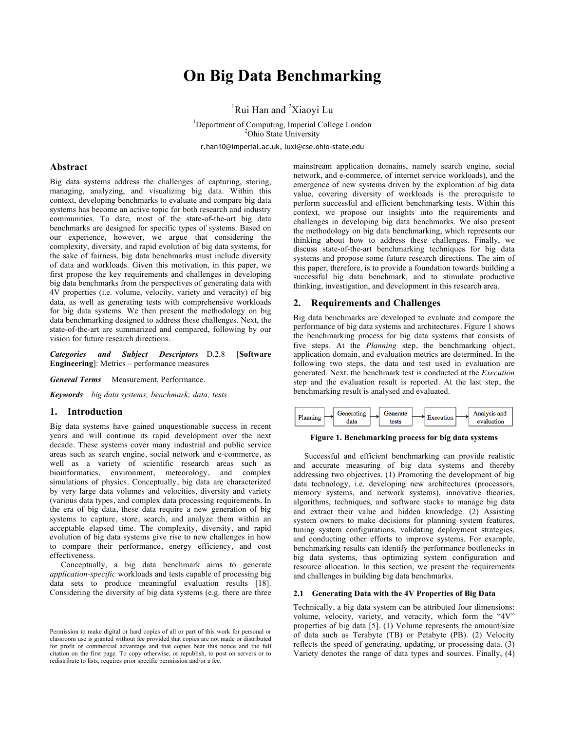# On Big Data Benchmarking

[1]Rui Han and [2]Xiaoyi Lu

[1]Department of Computing, Imperial College London
[2]Ohio State University

r.han10@imperial.ac.uk, luxi@cse.ohio-state.edu

## Abstract

Big data systems address the challenges of capturing, storing, managing, analyzing, and visualizing big data. Within this context, developing benchmarks to evaluate and compare big data systems has become an active topic for both research and industry communities. To date, most of the state-of-the-art big data benchmarks are designed for specific types of systems. Based on our experience, however, we argue that considering the complexity, diversity, and rapid evolution of big data systems, for the sake of fairness, big data benchmarks must include diversity of data and workloads. Given this motivation, in this paper, we first propose the key requirements and challenges in developing big data benchmarks from the perspectives of generating data with 4V properties (i.e. volume, velocity, variety and veracity) of big data, as well as generating tests with comprehensive workloads for big data systems. We then present the methodology on big data benchmarking designed to address these challenges. Next, the state-of-the-art are summarized and compared, following by our vision for future research directions.

***Categories and Subject Descriptors*** D.2.8 [**Software Engineering**]: Metrics – performance measures

***General Terms*** Measurement, Performance.

***Keywords*** *big data systems; benchmark; data; tests*

## 1. Introduction

Big data systems have gained unquestionable success in recent years and will continue its rapid development over the next decade. These systems cover many industrial and public service areas such as search engine, social network and e-commerce, as well as a variety of scientific research areas such as bioinformatics, environment, meteorology, and complex simulations of physics. Conceptually, big data are characterized by very large data volumes and velocities, diversity and variety (various data types, and complex data processing requirements. In the era of big data, these data require a new generation of big systems to capture, store, search, and analyze them within an acceptable elapsed time. The complexity, diversity, and rapid evolution of big data systems give rise to new challenges in how to compare their performance, energy efficiency, and cost effectiveness.

Conceptually, a big data benchmark aims to generate *application-specific* workloads and tests capable of processing big data sets to produce meaningful evaluation results [18]. Considering the diversity of big data systems (e.g. there are three mainstream application domains, namely search engine, social network, and e-commerce, of internet service workloads), and the emergence of new systems driven by the exploration of big data value, covering diversity of workloads is the prerequisite to perform successful and efficient benchmarking tests. Within this context, we propose our insights into the requirements and challenges in developing big data benchmarks. We also present the methodology on big data benchmarking, which represents our thinking about how to address these challenges. Finally, we discuss state-of-the-art benchmarking techniques for big data systems and propose some future research directions. The aim of this paper, therefore, is to provide a foundation towards building a successful big data benchmark, and to stimulate productive thinking, investigation, and development in this research area.

## 2. Requirements and Challenges

Big data benchmarks are developed to evaluate and compare the performance of big data systems and architectures. Figure 1 shows the benchmarking process for big data systems that consists of five steps. At the *Planning* step, the benchmarking object, application domain, and evaluation metrics are determined. In the following two steps, the data and test used in evaluation are generated. Next, the benchmark test is conducted at the *Execution* step and the evaluation result is reported. At the last step, the benchmarking result is analysed and evaluated.

Planning → Generating data → Generate tests → Execution → Analysis and evaluation

**Figure 1. Benchmarking process for big data systems**

Successful and efficient benchmarking can provide realistic and accurate measuring of big data systems and thereby addressing two objectives. (1) Promoting the development of big data technology, i.e. developing new architectures (processors, memory systems, and network systems), innovative theories, algorithms, techniques, and software stacks to manage big data and extract their value and hidden knowledge. (2) Assisting system owners to make decisions for planning system features, tuning system configurations, validating deployment strategies, and conducting other efforts to improve systems. For example, benchmarking results can identify the performance bottlenecks in big data systems, thus optimizing system configuration and resource allocation. In this section, we present the requirements and challenges in building big data benchmarks.

### 2.1 Generating Data with the 4V Properties of Big Data

Technically, a big data system can be attributed four dimensions: volume, velocity, variety, and veracity, which form the "4V" properties of big data [5]. (1) Volume represents the amount/size of data such as Terabyte (TB) or Petabyte (PB). (2) Velocity reflects the speed of generating, updating, or processing data. (3) Variety denotes the range of data types and sources. Finally, (4)

Permission to make digital or hard copies of all or part of this work for personal or classroom use is granted without fee provided that copies are not made or distributed for profit or commercial advantage and that copies bear this notice and the full citation on the first page. To copy otherwise, or republish, to post on servers or to redistribute to lists, requires prior specific permission and/or a fee.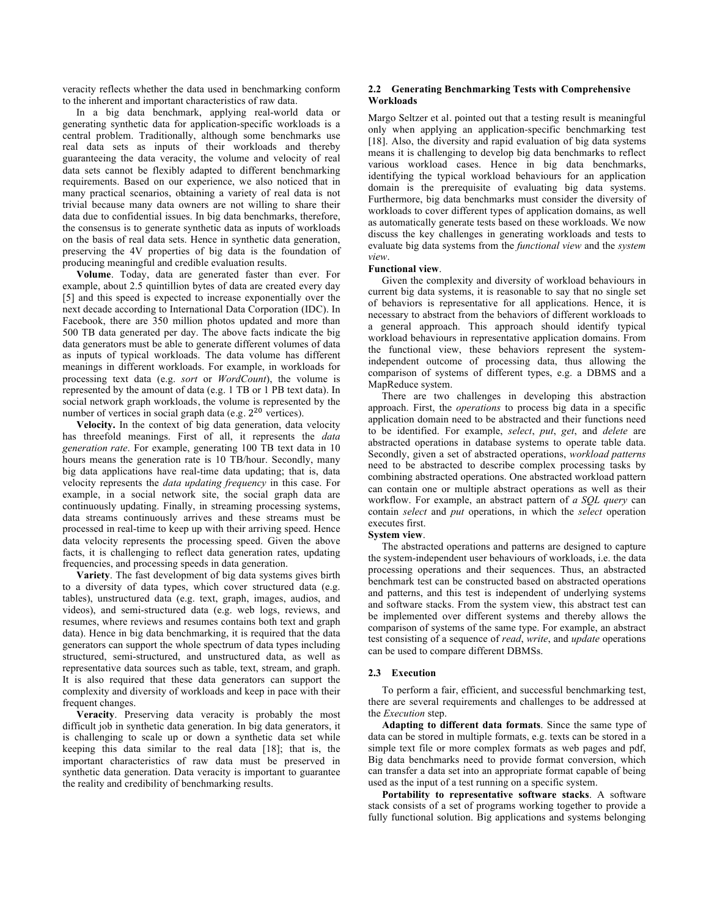veracity reflects whether the data used in benchmarking conform to the inherent and important characteristics of raw data.

In a big data benchmark, applying real-world data or generating synthetic data for application-specific workloads is a central problem. Traditionally, although some benchmarks use real data sets as inputs of their workloads and thereby guaranteeing the data veracity, the volume and velocity of real data sets cannot be flexibly adapted to different benchmarking requirements. Based on our experience, we also noticed that in many practical scenarios, obtaining a variety of real data is not trivial because many data owners are not willing to share their data due to confidential issues. In big data benchmarks, therefore, the consensus is to generate synthetic data as inputs of workloads on the basis of real data sets. Hence in synthetic data generation, preserving the 4V properties of big data is the foundation of producing meaningful and credible evaluation results.

**Volume**. Today, data are generated faster than ever. For example, about 2.5 quintillion bytes of data are created every day [5] and this speed is expected to increase exponentially over the next decade according to International Data Corporation (IDC). In Facebook, there are 350 million photos updated and more than 500 TB data generated per day. The above facts indicate the big data generators must be able to generate different volumes of data as inputs of typical workloads. The data volume has different meanings in different workloads. For example, in workloads for processing text data (e.g. *sort* or *WordCount*), the volume is represented by the amount of data (e.g. 1 TB or 1 PB text data). In social network graph workloads, the volume is represented by the number of vertices in social graph data (e.g. $2^{20}$ vertices).

**Velocity.** In the context of big data generation, data velocity has threefold meanings. First of all, it represents the *data generation rate*. For example, generating 100 TB text data in 10 hours means the generation rate is 10 TB/hour. Secondly, many big data applications have real-time data updating; that is, data velocity represents the *data updating frequency* in this case. For example, in a social network site, the social graph data are continuously updating. Finally, in streaming processing systems, data streams continuously arrives and these streams must be processed in real-time to keep up with their arriving speed. Hence data velocity represents the processing speed. Given the above facts, it is challenging to reflect data generation rates, updating frequencies, and processing speeds in data generation.

**Variety**. The fast development of big data systems gives birth to a diversity of data types, which cover structured data (e.g. tables), unstructured data (e.g. text, graph, images, audios, and videos), and semi-structured data (e.g. web logs, reviews, and resumes, where reviews and resumes contains both text and graph data). Hence in big data benchmarking, it is required that the data generators can support the whole spectrum of data types including structured, semi-structured, and unstructured data, as well as representative data sources such as table, text, stream, and graph. It is also required that these data generators can support the complexity and diversity of workloads and keep in pace with their frequent changes.

**Veracity**. Preserving data veracity is probably the most difficult job in synthetic data generation. In big data generators, it is challenging to scale up or down a synthetic data set while keeping this data similar to the real data [18]; that is, the important characteristics of raw data must be preserved in synthetic data generation. Data veracity is important to guarantee the reality and credibility of benchmarking results.

### 2.2 Generating Benchmarking Tests with Comprehensive Workloads

Margo Seltzer et al. pointed out that a testing result is meaningful only when applying an application-specific benchmarking test [18]. Also, the diversity and rapid evaluation of big data systems means it is challenging to develop big data benchmarks to reflect various workload cases. Hence in big data benchmarks, identifying the typical workload behaviours for an application domain is the prerequisite of evaluating big data systems. Furthermore, big data benchmarks must consider the diversity of workloads to cover different types of application domains, as well as automatically generate tests based on these workloads. We now discuss the key challenges in generating workloads and tests to evaluate big data systems from the *functional view* and the *system view*.

**Functional view**.

Given the complexity and diversity of workload behaviours in current big data systems, it is reasonable to say that no single set of behaviors is representative for all applications. Hence, it is necessary to abstract from the behaviors of different workloads to a general approach. This approach should identify typical workload behaviours in representative application domains. From the functional view, these behaviors represent the system-independent outcome of processing data, thus allowing the comparison of systems of different types, e.g. a DBMS and a MapReduce system.

There are two challenges in developing this abstraction approach. First, the *operations* to process big data in a specific application domain need to be abstracted and their functions need to be identified. For example, *select*, *put*, *get*, and *delete* are abstracted operations in database systems to operate table data. Secondly, given a set of abstracted operations, *workload patterns* need to be abstracted to describe complex processing tasks by combining abstracted operations. One abstracted workload pattern can contain one or multiple abstract operations as well as their workflow. For example, an abstract pattern of *a SQL query* can contain *select* and *put* operations, in which the *select* operation executes first.

**System view**.

The abstracted operations and patterns are designed to capture the system-independent user behaviours of workloads, i.e. the data processing operations and their sequences. Thus, an abstracted benchmark test can be constructed based on abstracted operations and patterns, and this test is independent of underlying systems and software stacks. From the system view, this abstract test can be implemented over different systems and thereby allows the comparison of systems of the same type. For example, an abstract test consisting of a sequence of *read*, *write*, and *update* operations can be used to compare different DBMSs.

### 2.3 Execution

To perform a fair, efficient, and successful benchmarking test, there are several requirements and challenges to be addressed at the *Execution* step.

**Adapting to different data formats**. Since the same type of data can be stored in multiple formats, e.g. texts can be stored in a simple text file or more complex formats as web pages and pdf, Big data benchmarks need to provide format conversion, which can transfer a data set into an appropriate format capable of being used as the input of a test running on a specific system.

**Portability to representative software stacks**. A software stack consists of a set of programs working together to provide a fully functional solution. Big applications and systems belonging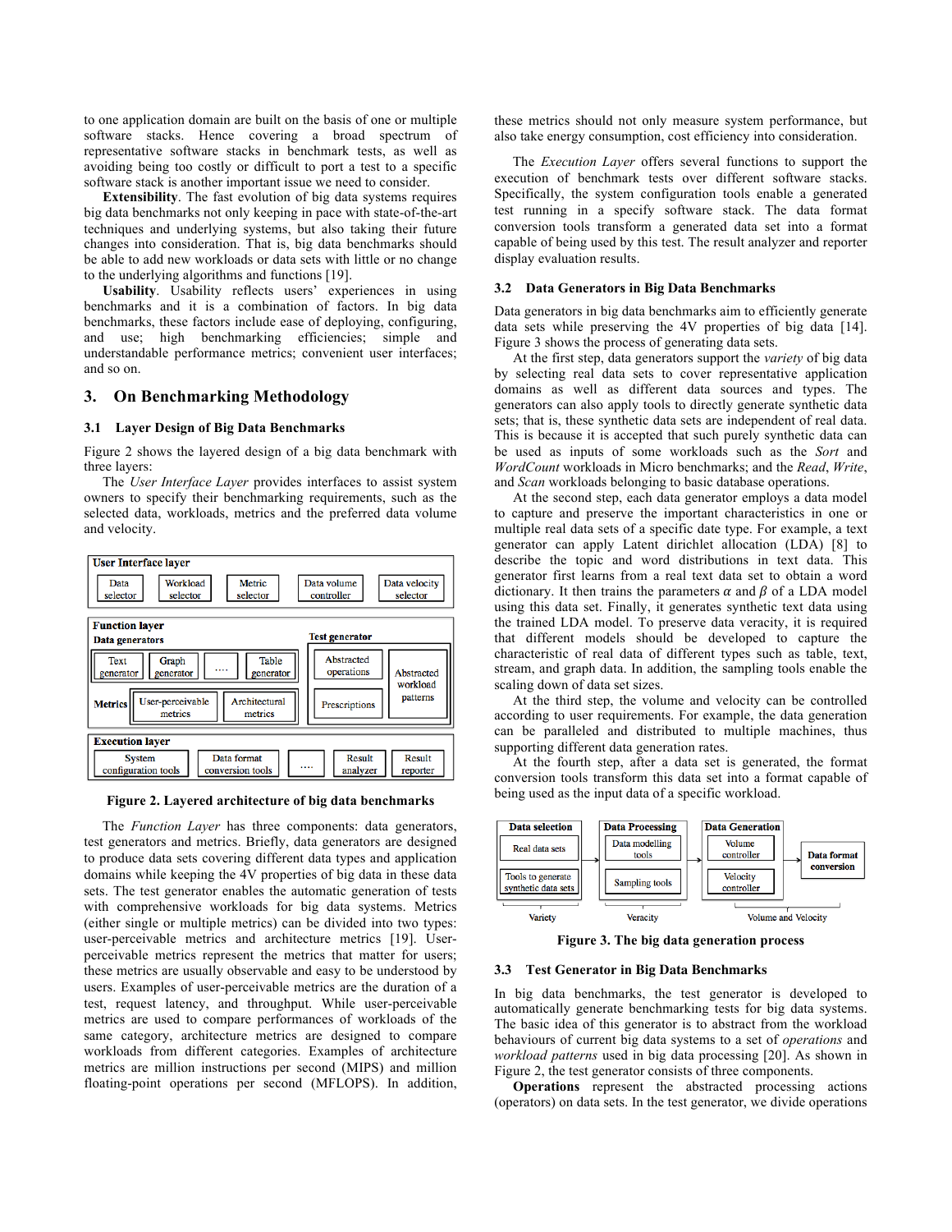to one application domain are built on the basis of one or multiple software stacks. Hence covering a broad spectrum of representative software stacks in benchmark tests, as well as avoiding being too costly or difficult to port a test to a specific software stack is another important issue we need to consider.

**Extensibility**. The fast evolution of big data systems requires big data benchmarks not only keeping in pace with state-of-the-art techniques and underlying systems, but also taking their future changes into consideration. That is, big data benchmarks should be able to add new workloads or data sets with little or no change to the underlying algorithms and functions [19].

**Usability**. Usability reflects users' experiences in using benchmarks and it is a combination of factors. In big data benchmarks, these factors include ease of deploying, configuring, and use; high benchmarking efficiencies; simple and understandable performance metrics; convenient user interfaces; and so on.

## 3. On Benchmarking Methodology

### 3.1 Layer Design of Big Data Benchmarks

Figure 2 shows the layered design of a big data benchmark with three layers:

The *User Interface Layer* provides interfaces to assist system owners to specify their benchmarking requirements, such as the selected data, workloads, metrics and the preferred data volume and velocity.

**Figure 2. Layered architecture of big data benchmarks**

The *Function Layer* has three components: data generators, test generators and metrics. Briefly, data generators are designed to produce data sets covering different data types and application domains while keeping the 4V properties of big data in these data sets. The test generator enables the automatic generation of tests with comprehensive workloads for big data systems. Metrics (either single or multiple metrics) can be divided into two types: user-perceivable metrics and architecture metrics [19]. User-perceivable metrics represent the metrics that matter for users; these metrics are usually observable and easy to be understood by users. Examples of user-perceivable metrics are the duration of a test, request latency, and throughput. While user-perceivable metrics are used to compare performances of workloads of the same category, architecture metrics are designed to compare workloads from different categories. Examples of architecture metrics are million instructions per second (MIPS) and million floating-point operations per second (MFLOPS). In addition, these metrics should not only measure system performance, but also take energy consumption, cost efficiency into consideration.

The *Execution Layer* offers several functions to support the execution of benchmark tests over different software stacks. Specifically, the system configuration tools enable a generated test running in a specify software stack. The data format conversion tools transform a generated data set into a format capable of being used by this test. The result analyzer and reporter display evaluation results.

### 3.2 Data Generators in Big Data Benchmarks

Data generators in big data benchmarks aim to efficiently generate data sets while preserving the 4V properties of big data [14]. Figure 3 shows the process of generating data sets.

At the first step, data generators support the *variety* of big data by selecting real data sets to cover representative application domains as well as different data sources and types. The generators can also apply tools to directly generate synthetic data sets; that is, these synthetic data sets are independent of real data. This is because it is accepted that such purely synthetic data can be used as inputs of some workloads such as the *Sort* and *WordCount* workloads in Micro benchmarks; and the *Read*, *Write*, and *Scan* workloads belonging to basic database operations.

At the second step, each data generator employs a data model to capture and preserve the important characteristics in one or multiple real data sets of a specific date type. For example, a text generator can apply Latent dirichlet allocation (LDA) [8] to describe the topic and word distributions in text data. This generator first learns from a real text data set to obtain a word dictionary. It then trains the parameters $\alpha$ and $\beta$ of a LDA model using this data set. Finally, it generates synthetic text data using the trained LDA model. To preserve data veracity, it is required that different models should be developed to capture the characteristic of real data of different types such as table, text, stream, and graph data. In addition, the sampling tools enable the scaling down of data set sizes.

At the third step, the volume and velocity can be controlled according to user requirements. For example, the data generation can be paralleled and distributed to multiple machines, thus supporting different data generation rates.

At the fourth step, after a data set is generated, the format conversion tools transform this data set into a format capable of being used as the input data of a specific workload.

**Figure 3. The big data generation process**

### 3.3 Test Generator in Big Data Benchmarks

In big data benchmarks, the test generator is developed to automatically generate benchmarking tests for big data systems. The basic idea of this generator is to abstract from the workload behaviours of current big data systems to a set of *operations* and *workload patterns* used in big data processing [20]. As shown in Figure 2, the test generator consists of three components.

**Operations** represent the abstracted processing actions (operators) on data sets. In the test generator, we divide operations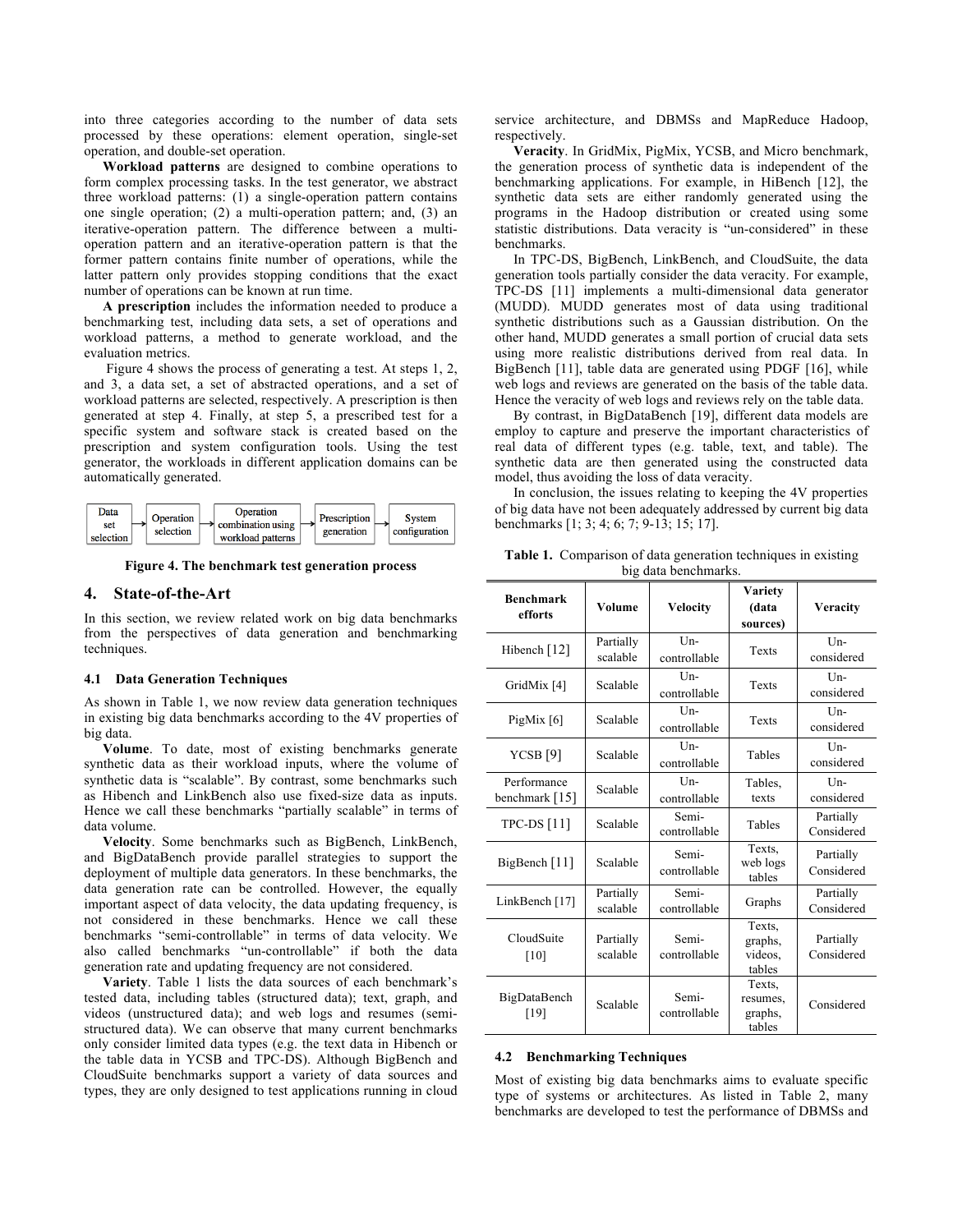into three categories according to the number of data sets processed by these operations: element operation, single-set operation, and double-set operation.

**Workload patterns** are designed to combine operations to form complex processing tasks. In the test generator, we abstract three workload patterns: (1) a single-operation pattern contains one single operation; (2) a multi-operation pattern; and, (3) an iterative-operation pattern. The difference between a multi-operation pattern and an iterative-operation pattern is that the former pattern contains finite number of operations, while the latter pattern only provides stopping conditions that the exact number of operations can be known at run time.

**A prescription** includes the information needed to produce a benchmarking test, including data sets, a set of operations and workload patterns, a method to generate workload, and the evaluation metrics.

Figure 4 shows the process of generating a test. At steps 1, 2, and 3, a data set, a set of abstracted operations, and a set of workload patterns are selected, respectively. A prescription is then generated at step 4. Finally, at step 5, a prescribed test for a specific system and software stack is created based on the prescription and system configuration tools. Using the test generator, the workloads in different application domains can be automatically generated.

Data set selection → Operation selection → Operation combination using workload patterns → Prescription generation → System configuration

**Figure 4. The benchmark test generation process**

## 4. State-of-the-Art

In this section, we review related work on big data benchmarks from the perspectives of data generation and benchmarking techniques.

### 4.1 Data Generation Techniques

As shown in Table 1, we now review data generation techniques in existing big data benchmarks according to the 4V properties of big data.

**Volume**. To date, most of existing benchmarks generate synthetic data as their workload inputs, where the volume of synthetic data is "scalable". By contrast, some benchmarks such as Hibench and LinkBench also use fixed-size data as inputs. Hence we call these benchmarks "partially scalable" in terms of data volume.

**Velocity**. Some benchmarks such as BigBench, LinkBench, and BigDataBench provide parallel strategies to support the deployment of multiple data generators. In these benchmarks, the data generation rate can be controlled. However, the equally important aspect of data velocity, the data updating frequency, is not considered in these benchmarks. Hence we call these benchmarks "semi-controllable" in terms of data velocity. We also called benchmarks "un-controllable" if both the data generation rate and updating frequency are not considered.

**Variety**. Table 1 lists the data sources of each benchmark's tested data, including tables (structured data); text, graph, and videos (unstructured data); and web logs and resumes (semi-structured data). We can observe that many current benchmarks only consider limited data types (e.g. the text data in Hibench or the table data in YCSB and TPC-DS). Although BigBench and CloudSuite benchmarks support a variety of data sources and types, they are only designed to test applications running in cloud service architecture, and DBMSs and MapReduce Hadoop, respectively.

**Veracity**. In GridMix, PigMix, YCSB, and Micro benchmark, the generation process of synthetic data is independent of the benchmarking applications. For example, in HiBench [12], the synthetic data sets are either randomly generated using the programs in the Hadoop distribution or created using some statistic distributions. Data veracity is "un-considered" in these benchmarks.

In TPC-DS, BigBench, LinkBench, and CloudSuite, the data generation tools partially consider the data veracity. For example, TPC-DS [11] implements a multi-dimensional data generator (MUDD). MUDD generates most of data using traditional synthetic distributions such as a Gaussian distribution. On the other hand, MUDD generates a small portion of crucial data sets using more realistic distributions derived from real data. In BigBench [11], table data are generated using PDGF [16], while web logs and reviews are generated on the basis of the table data. Hence the veracity of web logs and reviews rely on the table data.

By contrast, in BigDataBench [19], different data models are employ to capture and preserve the important characteristics of real data of different types (e.g. table, text, and table). The synthetic data are then generated using the constructed data model, thus avoiding the loss of data veracity.

In conclusion, the issues relating to keeping the 4V properties of big data have not been adequately addressed by current big data benchmarks [1; 3; 4; 6; 7; 9-13; 15; 17].

**Table 1.** Comparison of data generation techniques in existing big data benchmarks.

| Benchmark efforts | Volume | Velocity | Variety (data sources) | Veracity |
|---|---|---|---|---|
| Hibench [12] | Partially scalable | Un-controllable | Texts | Un-considered |
| GridMix [4] | Scalable | Un-controllable | Texts | Un-considered |
| PigMix [6] | Scalable | Un-controllable | Texts | Un-considered |
| YCSB [9] | Scalable | Un-controllable | Tables | Un-considered |
| Performance benchmark [15] | Scalable | Un-controllable | Tables, texts | Un-considered |
| TPC-DS [11] | Scalable | Semi-controllable | Tables | Partially Considered |
| BigBench [11] | Scalable | Semi-controllable | Texts, web logs tables | Partially Considered |
| LinkBench [17] | Partially scalable | Semi-controllable | Graphs | Partially Considered |
| CloudSuite [10] | Partially scalable | Semi-controllable | Texts, graphs, videos, tables | Partially Considered |
| BigDataBench [19] | Scalable | Semi-controllable | Texts, resumes, graphs, tables | Considered |

### 4.2 Benchmarking Techniques

Most of existing big data benchmarks aims to evaluate specific type of systems or architectures. As listed in Table 2, many benchmarks are developed to test the performance of DBMSs and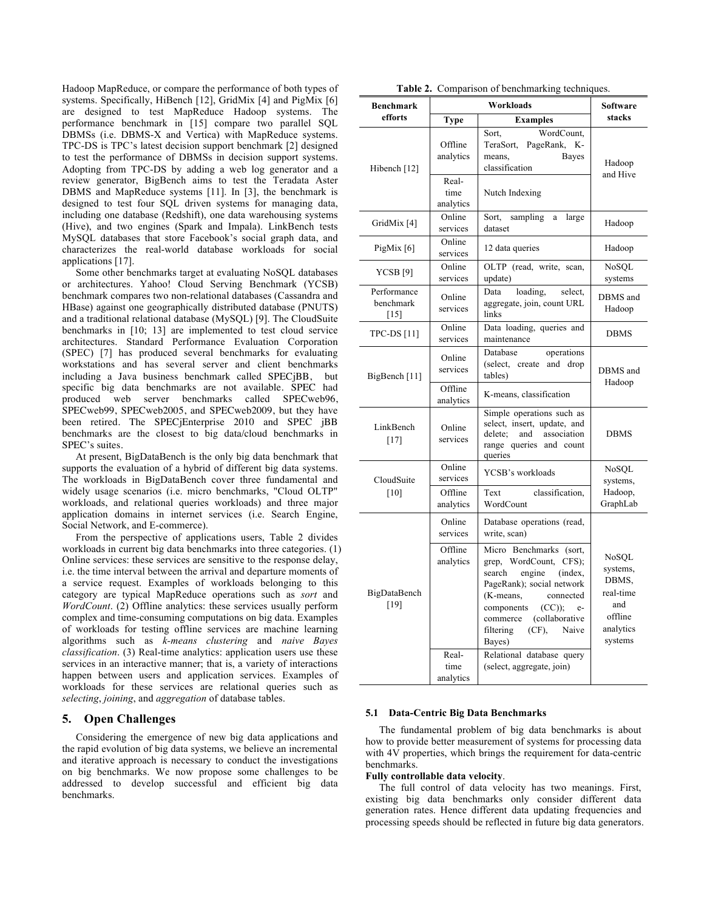Hadoop MapReduce, or compare the performance of both types of systems. Specifically, HiBench [12], GridMix [4] and PigMix [6] are designed to test MapReduce Hadoop systems. The performance benchmark in [15] compare two parallel SQL DBMSs (i.e. DBMS-X and Vertica) with MapReduce systems. TPC-DS is TPC's latest decision support benchmark [2] designed to test the performance of DBMSs in decision support systems. Adopting from TPC-DS by adding a web log generator and a review generator, BigBench aims to test the Teradata Aster DBMS and MapReduce systems [11]. In [3], the benchmark is designed to test four SQL driven systems for managing data, including one database (Redshift), one data warehousing systems (Hive), and two engines (Spark and Impala). LinkBench tests MySQL databases that store Facebook's social graph data, and characterizes the real-world database workloads for social applications [17].

Some other benchmarks target at evaluating NoSQL databases or architectures. Yahoo! Cloud Serving Benchmark (YCSB) benchmark compares two non-relational databases (Cassandra and HBase) against one geographically distributed database (PNUTS) and a traditional relational database (MySQL) [9]. The CloudSuite benchmarks in [10; 13] are implemented to test cloud service architectures. Standard Performance Evaluation Corporation (SPEC) [7] has produced several benchmarks for evaluating workstations and has several server and client benchmarks including a Java business benchmark called SPECjBB, but specific big data benchmarks are not available. SPEC had produced web server benchmarks called SPECweb96, SPECweb99, SPECweb2005, and SPECweb2009, but they have been retired. The SPECjEnterprise 2010 and SPEC jBB benchmarks are the closest to big data/cloud benchmarks in SPEC's suites.

At present, BigDataBench is the only big data benchmark that supports the evaluation of a hybrid of different big data systems. The workloads in BigDataBench cover three fundamental and widely usage scenarios (i.e. micro benchmarks, "Cloud OLTP" workloads, and relational queries workloads) and three major application domains in internet services (i.e. Search Engine, Social Network, and E-commerce).

From the perspective of applications users, Table 2 divides workloads in current big data benchmarks into three categories. (1) Online services: these services are sensitive to the response delay, i.e. the time interval between the arrival and departure moments of a service request. Examples of workloads belonging to this category are typical MapReduce operations such as *sort* and *WordCount*. (2) Offline analytics: these services usually perform complex and time-consuming computations on big data. Examples of workloads for testing offline services are machine learning algorithms such as *k-means clustering* and *naive Bayes classification*. (3) Real-time analytics: application users use these services in an interactive manner; that is, a variety of interactions happen between users and application services. Examples of workloads for these services are relational queries such as *selecting*, *joining*, and *aggregation* of database tables.

## 5. Open Challenges

Considering the emergence of new big data applications and the rapid evolution of big data systems, we believe an incremental and iterative approach is necessary to conduct the investigations on big benchmarks. We now propose some challenges to be addressed to develop successful and efficient big data benchmarks.

**Table 2.** Comparison of benchmarking techniques.

| Benchmark efforts | Workloads | | Software stacks |
|---|---|---|---|
| | Type | Examples | |
| Hibench [12] | Offline analytics | Sort, WordCount, TeraSort, PageRank, K-means, Bayes classification | Hadoop and Hive |
| | Real-time analytics | Nutch Indexing | |
| GridMix [4] | Online services | Sort, sampling a large dataset | Hadoop |
| PigMix [6] | Online services | 12 data queries | Hadoop |
| YCSB [9] | Online services | OLTP (read, write, scan, update) | NoSQL systems |
| Performance benchmark [15] | Online services | Data loading, select, aggregate, join, count URL links | DBMS and Hadoop |
| TPC-DS [11] | Online services | Data loading, queries and maintenance | DBMS |
| BigBench [11] | Online services | Database operations (select, create and drop tables) | DBMS and Hadoop |
| | Offline analytics | K-means, classification | |
| LinkBench [17] | Online services | Simple operations such as select, insert, update, and delete; and association range queries and count queries | DBMS |
| CloudSuite [10] | Online services | YCSB's workloads | NoSQL systems, Hadoop, GraphLab |
| | Offline analytics | Text classification, WordCount | |
| BigDataBench [19] | Online services | Database operations (read, write, scan) | NoSQL systems, DBMS, real-time and offline analytics systems |
| | Offline analytics | Micro Benchmarks (sort, grep, WordCount, CFS); search engine (index, PageRank); social network (K-means, connected components (CC)); e-commerce (collaborative filtering (CF), Naive Bayes) | |
| | Real-time analytics | Relational database query (select, aggregate, join) | |

### 5.1 Data-Centric Big Data Benchmarks

The fundamental problem of big data benchmarks is about how to provide better measurement of systems for processing data with 4V properties, which brings the requirement for data-centric benchmarks.

**Fully controllable data velocity**.

The full control of data velocity has two meanings. First, existing big data benchmarks only consider different data generation rates. Hence different data updating frequencies and processing speeds should be reflected in future big data generators.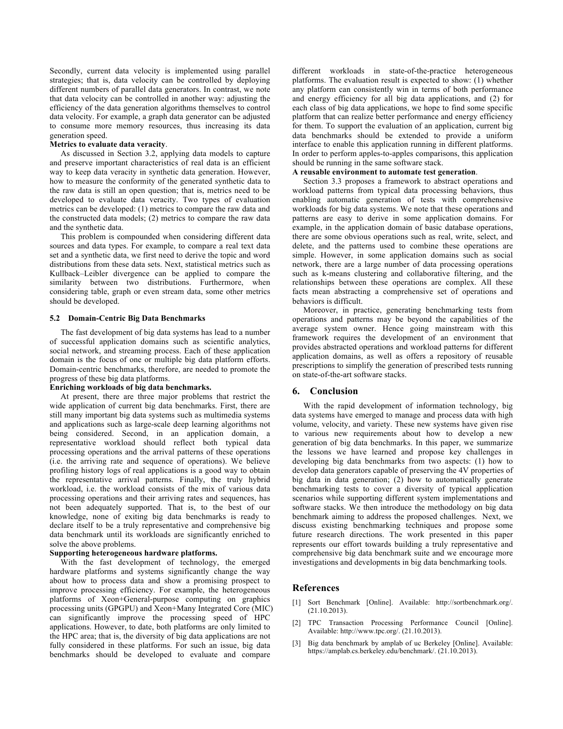Secondly, current data velocity is implemented using parallel strategies; that is, data velocity can be controlled by deploying different numbers of parallel data generators. In contrast, we note that data velocity can be controlled in another way: adjusting the efficiency of the data generation algorithms themselves to control data velocity. For example, a graph data generator can be adjusted to consume more memory resources, thus increasing its data generation speed.

**Metrics to evaluate data veracity**.

As discussed in Section 3.2, applying data models to capture and preserve important characteristics of real data is an efficient way to keep data veracity in synthetic data generation. However, how to measure the conformity of the generated synthetic data to the raw data is still an open question; that is, metrics need to be developed to evaluate data veracity. Two types of evaluation metrics can be developed: (1) metrics to compare the raw data and the constructed data models; (2) metrics to compare the raw data and the synthetic data.

This problem is compounded when considering different data sources and data types. For example, to compare a real text data set and a synthetic data, we first need to derive the topic and word distributions from these data sets. Next, statistical metrics such as Kullback–Leibler divergence can be applied to compare the similarity between two distributions. Furthermore, when considering table, graph or even stream data, some other metrics should be developed.

### 5.2 Domain-Centric Big Data Benchmarks

The fast development of big data systems has lead to a number of successful application domains such as scientific analytics, social network, and streaming process. Each of these application domain is the focus of one or multiple big data platform efforts. Domain-centric benchmarks, therefore, are needed to promote the progress of these big data platforms.

**Enriching workloads of big data benchmarks.**

At present, there are three major problems that restrict the wide application of current big data benchmarks. First, there are still many important big data systems such as multimedia systems and applications such as large-scale deep learning algorithms not being considered. Second, in an application domain, a representative workload should reflect both typical data processing operations and the arrival patterns of these operations (i.e. the arriving rate and sequence of operations). We believe profiling history logs of real applications is a good way to obtain the representative arrival patterns. Finally, the truly hybrid workload, i.e. the workload consists of the mix of various data processing operations and their arriving rates and sequences, has not been adequately supported. That is, to the best of our knowledge, none of exiting big data benchmarks is ready to declare itself to be a truly representative and comprehensive big data benchmark until its workloads are significantly enriched to solve the above problems.

**Supporting heterogeneous hardware platforms.**

With the fast development of technology, the emerged hardware platforms and systems significantly change the way about how to process data and show a promising prospect to improve processing efficiency. For example, the heterogeneous platforms of Xeon+General-purpose computing on graphics processing units (GPGPU) and Xeon+Many Integrated Core (MIC) can significantly improve the processing speed of HPC applications. However, to date, both platforms are only limited to the HPC area; that is, the diversity of big data applications are not fully considered in these platforms. For such an issue, big data benchmarks should be developed to evaluate and compare different workloads in state-of-the-practice heterogeneous platforms. The evaluation result is expected to show: (1) whether any platform can consistently win in terms of both performance and energy efficiency for all big data applications, and (2) for each class of big data applications, we hope to find some specific platform that can realize better performance and energy efficiency for them. To support the evaluation of an application, current big data benchmarks should be extended to provide a uniform interface to enable this application running in different platforms. In order to perform apples-to-apples comparisons, this application should be running in the same software stack.

**A reusable environment to automate test generation**.

Section 3.3 proposes a framework to abstract operations and workload patterns from typical data processing behaviors, thus enabling automatic generation of tests with comprehensive workloads for big data systems. We note that these operations and patterns are easy to derive in some application domains. For example, in the application domain of basic database operations, there are some obvious operations such as real, write, select, and delete, and the patterns used to combine these operations are simple. However, in some application domains such as social network, there are a large number of data processing operations such as k-means clustering and collaborative filtering, and the relationships between these operations are complex. All these facts mean abstracting a comprehensive set of operations and behaviors is difficult.

Moreover, in practice, generating benchmarking tests from operations and patterns may be beyond the capabilities of the average system owner. Hence going mainstream with this framework requires the development of an environment that provides abstracted operations and workload patterns for different application domains, as well as offers a repository of reusable prescriptions to simplify the generation of prescribed tests running on state-of-the-art software stacks.

## 6. Conclusion

With the rapid development of information technology, big data systems have emerged to manage and process data with high volume, velocity, and variety. These new systems have given rise to various new requirements about how to develop a new generation of big data benchmarks. In this paper, we summarize the lessons we have learned and propose key challenges in developing big data benchmarks from two aspects: (1) how to develop data generators capable of preserving the 4V properties of big data in data generation; (2) how to automatically generate benchmarking tests to cover a diversity of typical application scenarios while supporting different system implementations and software stacks. We then introduce the methodology on big data benchmark aiming to address the proposed challenges. Next, we discuss existing benchmarking techniques and propose some future research directions. The work presented in this paper represents our effort towards building a truly representative and comprehensive big data benchmark suite and we encourage more investigations and developments in big data benchmarking tools.

## References

[1] Sort Benchmark [Online]. Available: http://sortbenchmark.org/. (21.10.2013).

[2] TPC Transaction Processing Performance Council [Online]. Available: http://www.tpc.org/. (21.10.2013).

[3] Big data benchmark by amplab of uc Berkeley [Online]. Available: https://amplab.cs.berkeley.edu/benchmark/. (21.10.2013).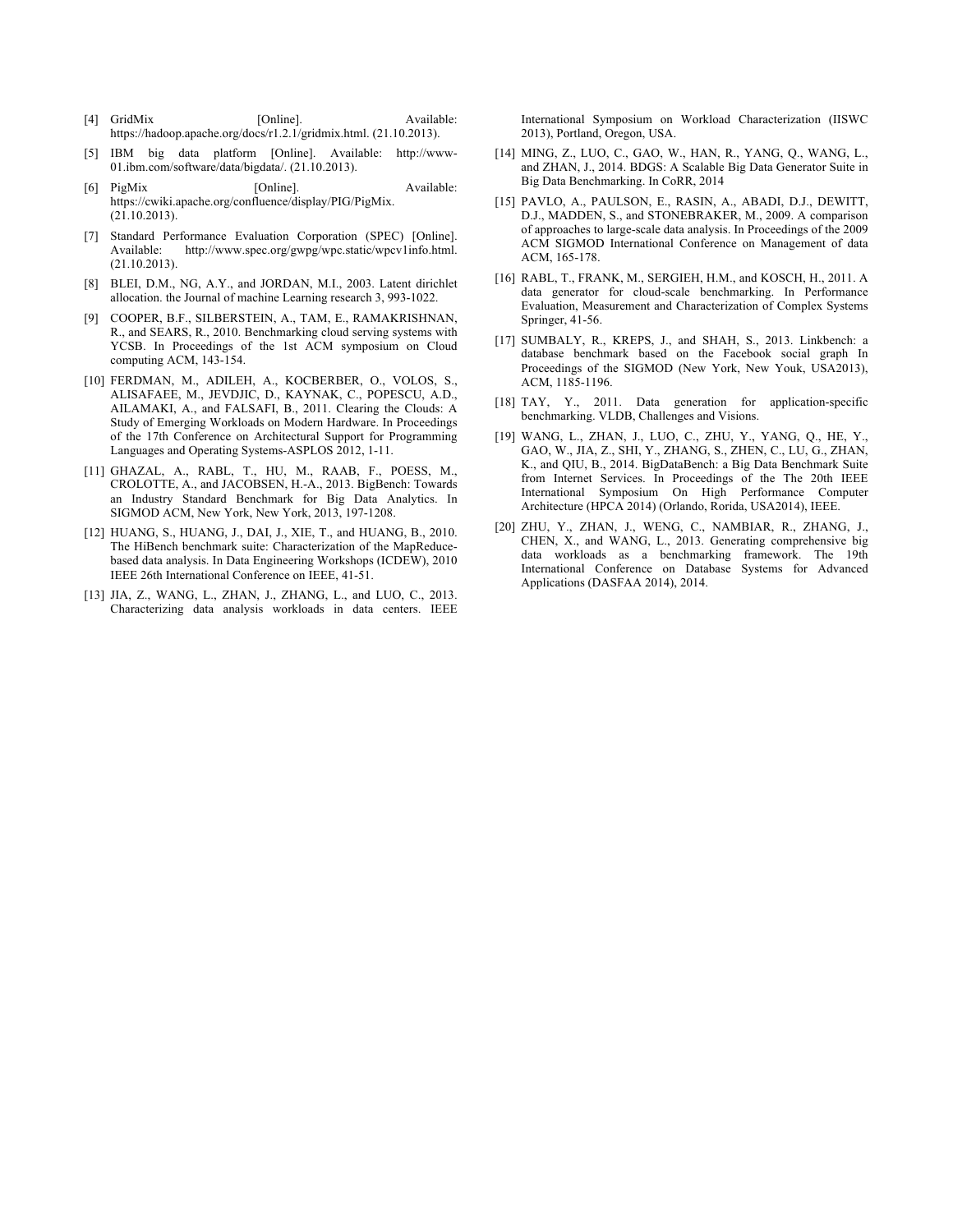[4] GridMix [Online]. Available: https://hadoop.apache.org/docs/r1.2.1/gridmix.html. (21.10.2013).

[5] IBM big data platform [Online]. Available: http://www-01.ibm.com/software/data/bigdata/. (21.10.2013).

[6] PigMix [Online]. Available: https://cwiki.apache.org/confluence/display/PIG/PigMix. (21.10.2013).

[7] Standard Performance Evaluation Corporation (SPEC) [Online]. Available: http://www.spec.org/gwpg/wpc.static/wpcv1info.html. (21.10.2013).

[8] BLEI, D.M., NG, A.Y., and JORDAN, M.I., 2003. Latent dirichlet allocation. the Journal of machine Learning research 3, 993-1022.

[9] COOPER, B.F., SILBERSTEIN, A., TAM, E., RAMAKRISHNAN, R., and SEARS, R., 2010. Benchmarking cloud serving systems with YCSB. In Proceedings of the 1st ACM symposium on Cloud computing ACM, 143-154.

[10] FERDMAN, M., ADILEH, A., KOCBERBER, O., VOLOS, S., ALISAFAEE, M., JEVDJIC, D., KAYNAK, C., POPESCU, A.D., AILAMAKI, A., and FALSAFI, B., 2011. Clearing the Clouds: A Study of Emerging Workloads on Modern Hardware. In Proceedings of the 17th Conference on Architectural Support for Programming Languages and Operating Systems-ASPLOS 2012, 1-11.

[11] GHAZAL, A., RABL, T., HU, M., RAAB, F., POESS, M., CROLOTTE, A., and JACOBSEN, H.-A., 2013. BigBench: Towards an Industry Standard Benchmark for Big Data Analytics. In SIGMOD ACM, New York, New York, 2013, 197-1208.

[12] HUANG, S., HUANG, J., DAI, J., XIE, T., and HUANG, B., 2010. The HiBench benchmark suite: Characterization of the MapReduce-based data analysis. In Data Engineering Workshops (ICDEW), 2010 IEEE 26th International Conference on IEEE, 41-51.

[13] JIA, Z., WANG, L., ZHAN, J., ZHANG, L., and LUO, C., 2013. Characterizing data analysis workloads in data centers. IEEE International Symposium on Workload Characterization (IISWC 2013), Portland, Oregon, USA.

[14] MING, Z., LUO, C., GAO, W., HAN, R., YANG, Q., WANG, L., and ZHAN, J., 2014. BDGS: A Scalable Big Data Generator Suite in Big Data Benchmarking. In CoRR, 2014

[15] PAVLO, A., PAULSON, E., RASIN, A., ABADI, D.J., DEWITT, D.J., MADDEN, S., and STONEBRAKER, M., 2009. A comparison of approaches to large-scale data analysis. In Proceedings of the 2009 ACM SIGMOD International Conference on Management of data ACM, 165-178.

[16] RABL, T., FRANK, M., SERGIEH, H.M., and KOSCH, H., 2011. A data generator for cloud-scale benchmarking. In Performance Evaluation, Measurement and Characterization of Complex Systems Springer, 41-56.

[17] SUMBALY, R., KREPS, J., and SHAH, S., 2013. Linkbench: a database benchmark based on the Facebook social graph In Proceedings of the SIGMOD (New York, New Youk, USA2013), ACM, 1185-1196.

[18] TAY, Y., 2011. Data generation for application-specific benchmarking. VLDB, Challenges and Visions.

[19] WANG, L., ZHAN, J., LUO, C., ZHU, Y., YANG, Q., HE, Y., GAO, W., JIA, Z., SHI, Y., ZHANG, S., ZHEN, C., LU, G., ZHAN, K., and QIU, B., 2014. BigDataBench: a Big Data Benchmark Suite from Internet Services. In Proceedings of the The 20th IEEE International Symposium On High Performance Computer Architecture (HPCA 2014) (Orlando, Rorida, USA2014), IEEE.

[20] ZHU, Y., ZHAN, J., WENG, C., NAMBIAR, R., ZHANG, J., CHEN, X., and WANG, L., 2013. Generating comprehensive big data workloads as a benchmarking framework. The 19th International Conference on Database Systems for Advanced Applications (DASFAA 2014), 2014.